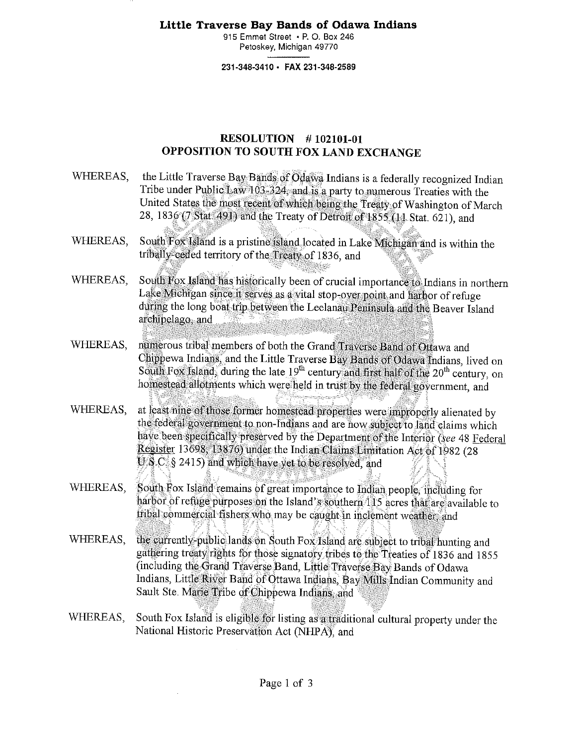**Little Traverse Bay Bands of Odawa Indians**
915 Emmet Street • P. O. Box 246
Petoskey, Michigan 49770

231-348-3410 • FAX 231-348-2589

## RESOLUTION # 102101-01
## OPPOSITION TO SOUTH FOX LAND EXCHANGE

WHEREAS, the Little Traverse Bay Bands of Odawa Indians is a federally recognized Indian Tribe under Public Law 103-324, and is a party to numerous Treaties with the United States the most recent of which being the Treaty of Washington of March 28, 1836 (7 Stat. 491) and the Treaty of Detroit of 1855 (11 Stat. 621), and

WHEREAS, South Fox Island is a pristine island located in Lake Michigan and is within the tribally-ceded territory of the Treaty of 1836, and

WHEREAS, South Fox Island has historically been of crucial importance to Indians in northern Lake Michigan since it serves as a vital stop-over point and harbor of refuge during the long boat trip between the Leelanau Peninsula and the Beaver Island archipelago, and

WHEREAS, numerous tribal members of both the Grand Traverse Band of Ottawa and Chippewa Indians, and the Little Traverse Bay Bands of Odawa Indians, lived on South Fox Island, during the late 19th century and first half of the 20th century, on homestead allotments which were held in trust by the federal government, and

WHEREAS, at least nine of those former homestead properties were improperly alienated by the federal government to non-Indians and are now subject to land claims which have been specifically preserved by the Department of the Interior (*see* 48 Federal Register 13698, 13876) under the Indian Claims Limitation Act of 1982 (28 U.S.C. § 2415) and which have yet to be resolved, and

WHEREAS, South Fox Island remains of great importance to Indian people, including for harbor of refuge purposes on the Island's southern 115 acres that are available to tribal commercial fishers who may be caught in inclement weather, and

WHEREAS, the currently-public lands on South Fox Island are subject to tribal hunting and gathering treaty rights for those signatory tribes to the Treaties of 1836 and 1855 (including the Grand Traverse Band, Little Traverse Bay Bands of Odawa Indians, Little River Band of Ottawa Indians, Bay Mills Indian Community and Sault Ste. Marie Tribe of Chippewa Indians, and

WHEREAS, South Fox Island is eligible for listing as a traditional cultural property under the National Historic Preservation Act (NHPA), and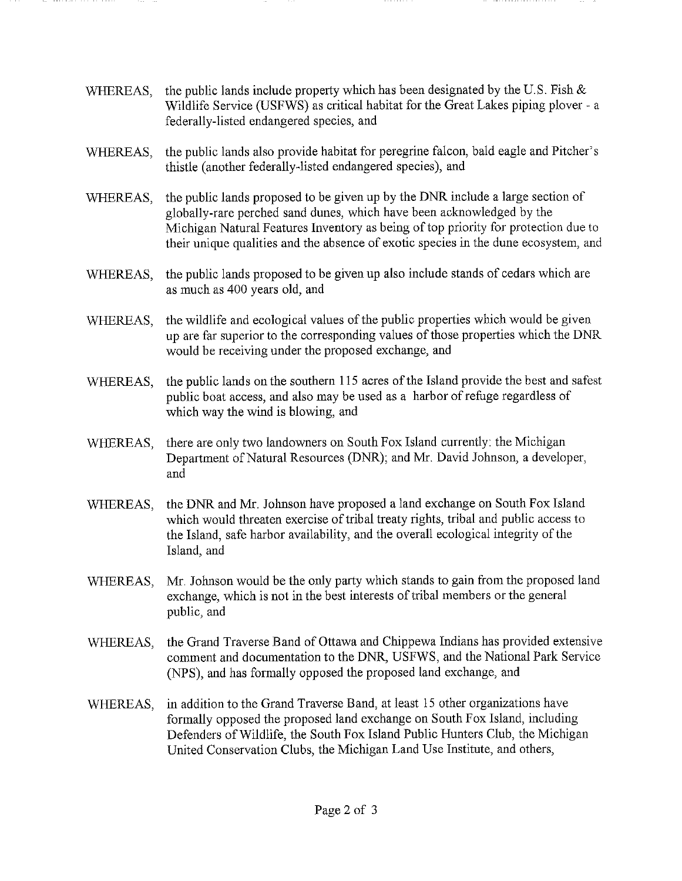WHEREAS, the public lands include property which has been designated by the U.S. Fish & Wildlife Service (USFWS) as critical habitat for the Great Lakes piping plover - a federally-listed endangered species, and

WHEREAS, the public lands also provide habitat for peregrine falcon, bald eagle and Pitcher's thistle (another federally-listed endangered species), and

WHEREAS, the public lands proposed to be given up by the DNR include a large section of globally-rare perched sand dunes, which have been acknowledged by the Michigan Natural Features Inventory as being of top priority for protection due to their unique qualities and the absence of exotic species in the dune ecosystem, and

WHEREAS, the public lands proposed to be given up also include stands of cedars which are as much as 400 years old, and

WHEREAS, the wildlife and ecological values of the public properties which would be given up are far superior to the corresponding values of those properties which the DNR would be receiving under the proposed exchange, and

WHEREAS, the public lands on the southern 115 acres of the Island provide the best and safest public boat access, and also may be used as a harbor of refuge regardless of which way the wind is blowing, and

WHEREAS, there are only two landowners on South Fox Island currently: the Michigan Department of Natural Resources (DNR); and Mr. David Johnson, a developer, and

WHEREAS, the DNR and Mr. Johnson have proposed a land exchange on South Fox Island which would threaten exercise of tribal treaty rights, tribal and public access to the Island, safe harbor availability, and the overall ecological integrity of the Island, and

WHEREAS, Mr. Johnson would be the only party which stands to gain from the proposed land exchange, which is not in the best interests of tribal members or the general public, and

WHEREAS, the Grand Traverse Band of Ottawa and Chippewa Indians has provided extensive comment and documentation to the DNR, USFWS, and the National Park Service (NPS), and has formally opposed the proposed land exchange, and

WHEREAS, in addition to the Grand Traverse Band, at least 15 other organizations have formally opposed the proposed land exchange on South Fox Island, including Defenders of Wildlife, the South Fox Island Public Hunters Club, the Michigan United Conservation Clubs, the Michigan Land Use Institute, and others,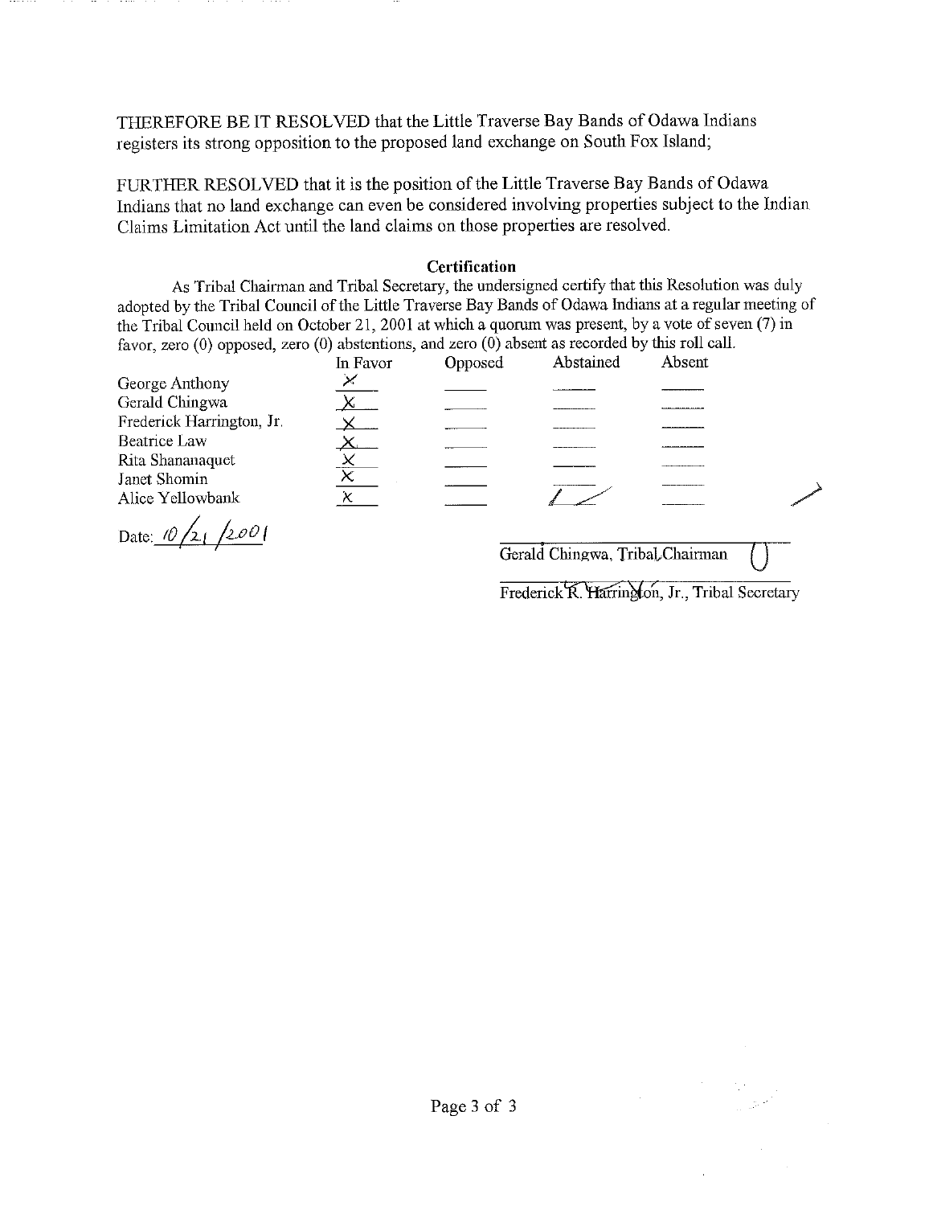THEREFORE BE IT RESOLVED that the Little Traverse Bay Bands of Odawa Indians registers its strong opposition to the proposed land exchange on South Fox Island;

FURTHER RESOLVED that it is the position of the Little Traverse Bay Bands of Odawa Indians that no land exchange can even be considered involving properties subject to the Indian Claims Limitation Act until the land claims on those properties are resolved.

**Certification**

As Tribal Chairman and Tribal Secretary, the undersigned certify that this Resolution was duly adopted by the Tribal Council of the Little Traverse Bay Bands of Odawa Indians at a regular meeting of the Tribal Council held on October 21, 2001 at which a quorum was present, by a vote of seven (7) in favor, zero (0) opposed, zero (0) abstentions, and zero (0) absent as recorded by this roll call.

| | In Favor | Opposed | Abstained | Absent |
|---|---|---|---|---|
| George Anthony | X | | | |
| Gerald Chingwa | X | | | |
| Frederick Harrington, Jr. | X | | | |
| Beatrice Law | X | | | |
| Rita Shananaquet | X | | | |
| Janet Shomin | X | | | |
| Alice Yellowbank | X | | | |

Date: 10/21/2001

Gerald Chingwa, Tribal Chairman

Frederick R. Harrington, Jr., Tribal Secretary